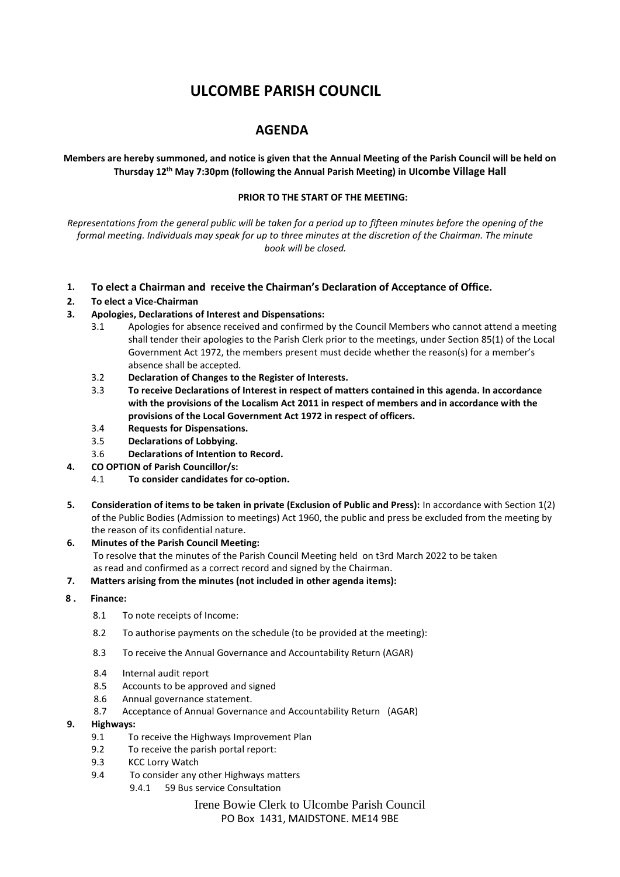# ULCOMBE PARISH COUNCIL

## AGENDA

**Members are hereby summoned, and notice is given that the Annual Meeting of the Parish Council will be held on Thursday 12th May 7:30pm (following the Annual Parish Meeting) in Ulcombe Village Hall**

**PRIOR TO THE START OF THE MEETING:**

*Representations from the general public will be taken for a period up to fifteen minutes before the opening of the formal meeting. Individuals may speak for up to three minutes at the discretion of the Chairman. The minute book will be closed.*

1. **To elect a Chairman and receive the Chairman's Declaration of Acceptance of Office.**
2. **To elect a Vice-Chairman**
3. **Apologies, Declarations of Interest and Dispensations:**
   - 3.1 Apologies for absence received and confirmed by the Council Members who cannot attend a meeting shall tender their apologies to the Parish Clerk prior to the meetings, under Section 85(1) of the Local Government Act 1972, the members present must decide whether the reason(s) for a member's absence shall be accepted.
   - 3.2 **Declaration of Changes to the Register of Interests.**
   - 3.3 **To receive Declarations of Interest in respect of matters contained in this agenda. In accordance with the provisions of the Localism Act 2011 in respect of members and in accordance with the provisions of the Local Government Act 1972 in respect of officers.**
   - 3.4 **Requests for Dispensations.**
   - 3.5 **Declarations of Lobbying.**
   - 3.6 **Declarations of Intention to Record.**
4. **CO OPTION of Parish Councillor/s:**
   - 4.1 **To consider candidates for co-option.**
5. **Consideration of items to be taken in private (Exclusion of Public and Press):** In accordance with Section 1(2) of the Public Bodies (Admission to meetings) Act 1960, the public and press be excluded from the meeting by the reason of its confidential nature.
6. **Minutes of the Parish Council Meeting:**
   To resolve that the minutes of the Parish Council Meeting held on t3rd March 2022 to be taken as read and confirmed as a correct record and signed by the Chairman.
7. **Matters arising from the minutes (not included in other agenda items):**
8. **Finance:**
   - 8.1 To note receipts of Income:
   - 8.2 To authorise payments on the schedule (to be provided at the meeting):
   - 8.3 To receive the Annual Governance and Accountability Return (AGAR)
   - 8.4 Internal audit report
   - 8.5 Accounts to be approved and signed
   - 8.6 Annual governance statement.
   - 8.7 Acceptance of Annual Governance and Accountability Return (AGAR)
9. **Highways:**
   - 9.1 To receive the Highways Improvement Plan
   - 9.2 To receive the parish portal report:
   - 9.3 KCC Lorry Watch
   - 9.4 To consider any other Highways matters
     - 9.4.1 59 Bus service Consultation

Irene Bowie Clerk to Ulcombe Parish Council
PO Box 1431, MAIDSTONE. ME14 9BE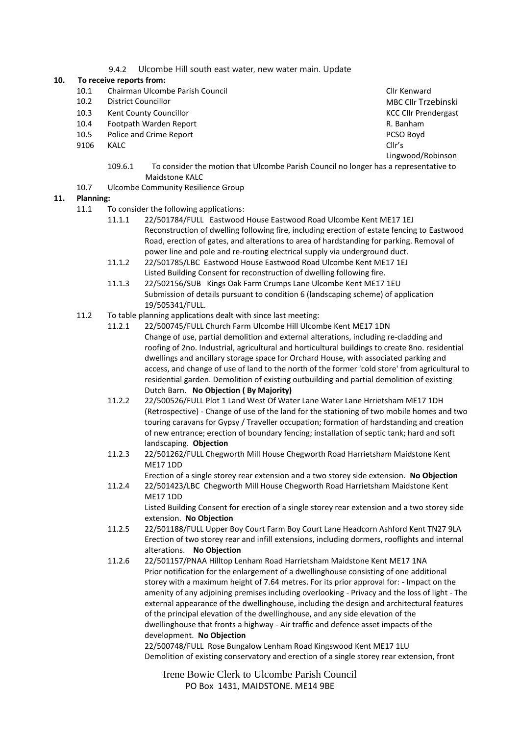9.4.2 Ulcombe Hill south east water, new water main. Update

**10. To receive reports from:**

| | | |
|---|---|---|
| 10.1 | Chairman Ulcombe Parish Council | Cllr Kenward |
| 10.2 | District Councillor | MBC Cllr Trzebinski |
| 10.3 | Kent County Councillor | KCC Cllr Prendergast |
| 10.4 | Footpath Warden Report | R. Banham |
| 10.5 | Police and Crime Report | PCSO Boyd |
| 9106 | KALC | Cllr's Lingwood/Robinson |

109.6.1 To consider the motion that Ulcombe Parish Council no longer has a representative to Maidstone KALC

10.7 Ulcombe Community Resilience Group

**11. Planning:**

11.1 To consider the following applications:

11.1.1 22/501784/FULL Eastwood House Eastwood Road Ulcombe Kent ME17 1EJ
Reconstruction of dwelling following fire, including erection of estate fencing to Eastwood Road, erection of gates, and alterations to area of hardstanding for parking. Removal of power line and pole and re-routing electrical supply via underground duct.

11.1.2 22/501785/LBC Eastwood House Eastwood Road Ulcombe Kent ME17 1EJ
Listed Building Consent for reconstruction of dwelling following fire.

11.1.3 22/502156/SUB Kings Oak Farm Crumps Lane Ulcombe Kent ME17 1EU
Submission of details pursuant to condition 6 (landscaping scheme) of application 19/505341/FULL.

11.2 To table planning applications dealt with since last meeting:

11.2.1 22/500745/FULL Church Farm Ulcombe Hill Ulcombe Kent ME17 1DN
Change of use, partial demolition and external alterations, including re-cladding and roofing of 2no. Industrial, agricultural and horticultural buildings to create 8no. residential dwellings and ancillary storage space for Orchard House, with associated parking and access, and change of use of land to the north of the former 'cold store' from agricultural to residential garden. Demolition of existing outbuilding and partial demolition of existing Dutch Barn. **No Objection ( By Majority)**

11.2.2 22/500526/FULL Plot 1 Land West Of Water Lane Water Lane Hrrietsham ME17 1DH
(Retrospective) - Change of use of the land for the stationing of two mobile homes and two touring caravans for Gypsy / Traveller occupation; formation of hardstanding and creation of new entrance; erection of boundary fencing; installation of septic tank; hard and soft landscaping. **Objection**

11.2.3 22/501262/FULL Chegworth Mill House Chegworth Road Harrietsham Maidstone Kent ME17 1DD
Erection of a single storey rear extension and a two storey side extension. **No Objection**

11.2.4 22/501423/LBC Chegworth Mill House Chegworth Road Harrietsham Maidstone Kent ME17 1DD
Listed Building Consent for erection of a single storey rear extension and a two storey side extension. **No Objection**

11.2.5 22/501188/FULL Upper Boy Court Farm Boy Court Lane Headcorn Ashford Kent TN27 9LA
Erection of two storey rear and infill extensions, including dormers, rooflights and internal alterations. **No Objection**

11.2.6 22/501157/PNAA Hilltop Lenham Road Harrietsham Maidstone Kent ME17 1NA
Prior notification for the enlargement of a dwellinghouse consisting of one additional storey with a maximum height of 7.64 metres. For its prior approval for: - Impact on the amenity of any adjoining premises including overlooking - Privacy and the loss of light - The external appearance of the dwellinghouse, including the design and architectural features of the principal elevation of the dwellinghouse, and any side elevation of the dwellinghouse that fronts a highway - Air traffic and defence asset impacts of the development. **No Objection**

22/500748/FULL Rose Bungalow Lenham Road Kingswood Kent ME17 1LU
Demolition of existing conservatory and erection of a single storey rear extension, front

Irene Bowie Clerk to Ulcombe Parish Council
PO Box 1431, MAIDSTONE. ME14 9BE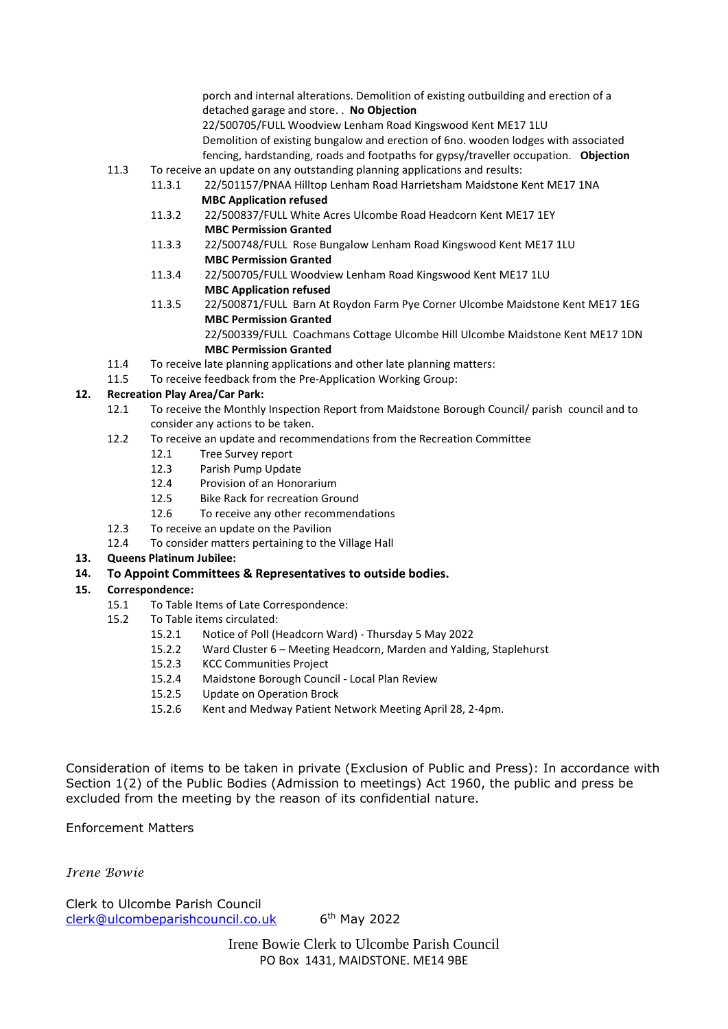porch and internal alterations. Demolition of existing outbuilding and erection of a detached garage and store. . **No Objection**

22/500705/FULL Woodview Lenham Road Kingswood Kent ME17 1LU
Demolition of existing bungalow and erection of 6no. wooden lodges with associated fencing, hardstanding, roads and footpaths for gypsy/traveller occupation. **Objection**

- 11.3 To receive an update on any outstanding planning applications and results:
  - 11.3.1 22/501157/PNAA Hilltop Lenham Road Harrietsham Maidstone Kent ME17 1NA **MBC Application refused**
  - 11.3.2 22/500837/FULL White Acres Ulcombe Road Headcorn Kent ME17 1EY **MBC Permission Granted**
  - 11.3.3 22/500748/FULL Rose Bungalow Lenham Road Kingswood Kent ME17 1LU **MBC Permission Granted**
  - 11.3.4 22/500705/FULL Woodview Lenham Road Kingswood Kent ME17 1LU **MBC Application refused**
  - 11.3.5 22/500871/FULL Barn At Roydon Farm Pye Corner Ulcombe Maidstone Kent ME17 1EG **MBC Permission Granted**
    22/500339/FULL Coachmans Cottage Ulcombe Hill Ulcombe Maidstone Kent ME17 1DN **MBC Permission Granted**
- 11.4 To receive late planning applications and other late planning matters:
- 11.5 To receive feedback from the Pre-Application Working Group:

**12. Recreation Play Area/Car Park:**

- 12.1 To receive the Monthly Inspection Report from Maidstone Borough Council/ parish council and to consider any actions to be taken.
- 12.2 To receive an update and recommendations from the Recreation Committee
  - 12.1 Tree Survey report
  - 12.3 Parish Pump Update
  - 12.4 Provision of an Honorarium
  - 12.5 Bike Rack for recreation Ground
  - 12.6 To receive any other recommendations
- 12.3 To receive an update on the Pavilion
- 12.4 To consider matters pertaining to the Village Hall

**13. Queens Platinum Jubilee:**

**14. To Appoint Committees & Representatives to outside bodies.**

**15. Correspondence:**

- 15.1 To Table Items of Late Correspondence:
- 15.2 To Table items circulated:
  - 15.2.1 Notice of Poll (Headcorn Ward) - Thursday 5 May 2022
  - 15.2.2 Ward Cluster 6 – Meeting Headcorn, Marden and Yalding, Staplehurst
  - 15.2.3 KCC Communities Project
  - 15.2.4 Maidstone Borough Council - Local Plan Review
  - 15.2.5 Update on Operation Brock
  - 15.2.6 Kent and Medway Patient Network Meeting April 28, 2-4pm.

Consideration of items to be taken in private (Exclusion of Public and Press): In accordance with Section 1(2) of the Public Bodies (Admission to meetings) Act 1960, the public and press be excluded from the meeting by the reason of its confidential nature.

Enforcement Matters

*Irene Bowie*

Clerk to Ulcombe Parish Council
clerk@ulcombeparishcouncil.co.uk 6th May 2022

Irene Bowie Clerk to Ulcombe Parish Council
PO Box 1431, MAIDSTONE. ME14 9BE